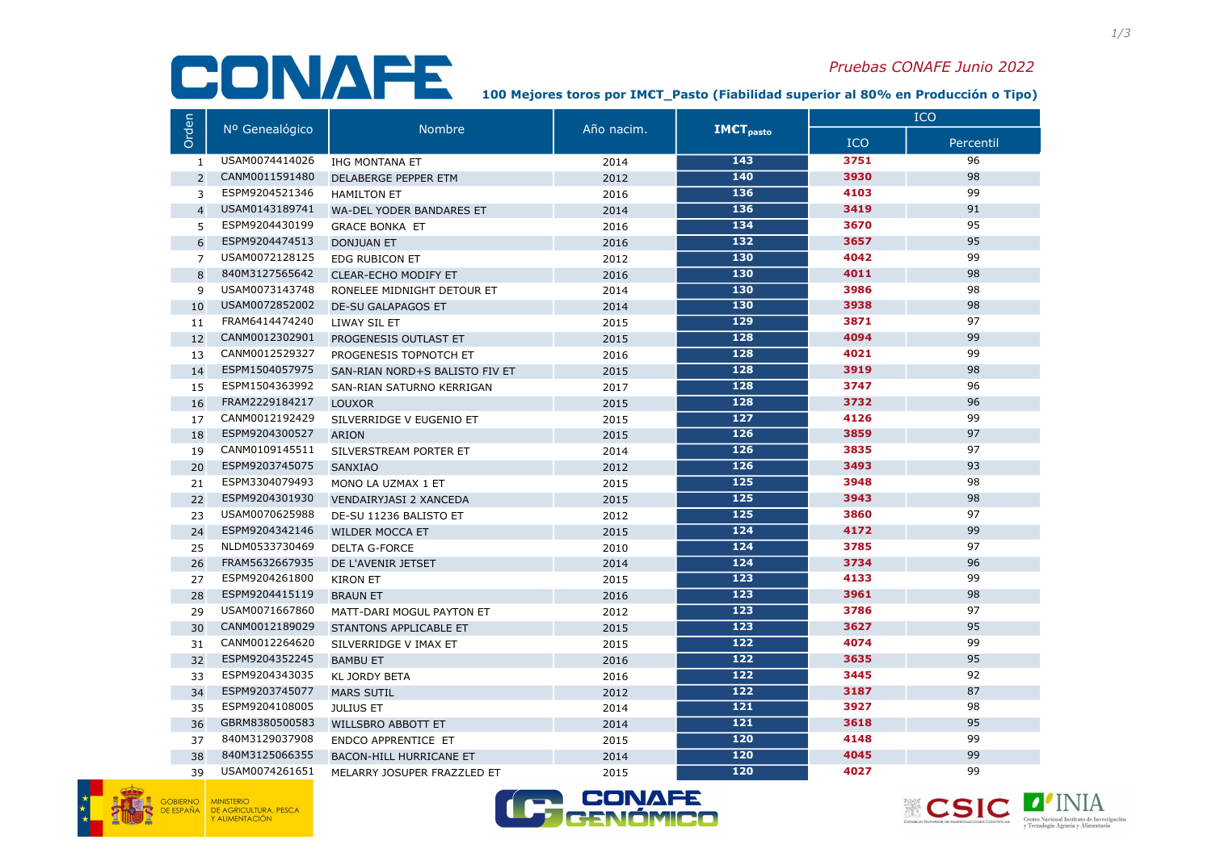# CONAFE

*Pruebas CONAFE Junio 2022*

**100 Mejores toros por IM€T_Pasto (Fiabilidad superior al 80% en Producción o Tipo)**

| Orden | Nº Genealógico | Nombre | Año nacim. | IM€T$_{pasto}$ | ICO | |
|---|---|---|---|---|---|---|
| | | | | | ICO | Percentil |
| 1 | USAM0074414026 | IHG MONTANA ET | 2014 | 143 | 3751 | 96 |
| 2 | CANM0011591480 | DELABERGE PEPPER ETM | 2012 | 140 | 3930 | 98 |
| 3 | ESPM9204521346 | HAMILTON ET | 2016 | 136 | 4103 | 99 |
| 4 | USAM0143189741 | WA-DEL YODER BANDARES ET | 2014 | 136 | 3419 | 91 |
| 5 | ESPM9204430199 | GRACE BONKA ET | 2016 | 134 | 3670 | 95 |
| 6 | ESPM9204474513 | DONJUAN ET | 2016 | 132 | 3657 | 95 |
| 7 | USAM0072128125 | EDG RUBICON ET | 2012 | 130 | 4042 | 99 |
| 8 | 840M3127565642 | CLEAR-ECHO MODIFY ET | 2016 | 130 | 4011 | 98 |
| 9 | USAM0073143748 | RONELEE MIDNIGHT DETOUR ET | 2014 | 130 | 3986 | 98 |
| 10 | USAM0072852002 | DE-SU GALAPAGOS ET | 2014 | 130 | 3938 | 98 |
| 11 | FRAM6414474240 | LIWAY SIL ET | 2015 | 129 | 3871 | 97 |
| 12 | CANM0012302901 | PROGENESIS OUTLAST ET | 2015 | 128 | 4094 | 99 |
| 13 | CANM0012529327 | PROGENESIS TOPNOTCH ET | 2016 | 128 | 4021 | 99 |
| 14 | ESPM1504057975 | SAN-RIAN NORD+S BALISTO FIV ET | 2015 | 128 | 3919 | 98 |
| 15 | ESPM1504363992 | SAN-RIAN SATURNO KERRIGAN | 2017 | 128 | 3747 | 96 |
| 16 | FRAM2229184217 | LOUXOR | 2015 | 128 | 3732 | 96 |
| 17 | CANM0012192429 | SILVERRIDGE V EUGENIO ET | 2015 | 127 | 4126 | 99 |
| 18 | ESPM9204300527 | ARION | 2015 | 126 | 3859 | 97 |
| 19 | CANM0109145511 | SILVERSTREAM PORTER ET | 2014 | 126 | 3835 | 97 |
| 20 | ESPM9203745075 | SANXIAO | 2012 | 126 | 3493 | 93 |
| 21 | ESPM3304079493 | MONO LA UZMAX 1 ET | 2015 | 125 | 3948 | 98 |
| 22 | ESPM9204301930 | VENDAIRYJASI 2 XANCEDA | 2015 | 125 | 3943 | 98 |
| 23 | USAM0070625988 | DE-SU 11236 BALISTO ET | 2012 | 125 | 3860 | 97 |
| 24 | ESPM9204342146 | WILDER MOCCA ET | 2015 | 124 | 4172 | 99 |
| 25 | NLDM0533730469 | DELTA G-FORCE | 2010 | 124 | 3785 | 97 |
| 26 | FRAM5632667935 | DE L'AVENIR JETSET | 2014 | 124 | 3734 | 96 |
| 27 | ESPM9204261800 | KIRON ET | 2015 | 123 | 4133 | 99 |
| 28 | ESPM9204415119 | BRAUN ET | 2016 | 123 | 3961 | 98 |
| 29 | USAM0071667860 | MATT-DARI MOGUL PAYTON ET | 2012 | 123 | 3786 | 97 |
| 30 | CANM0012189029 | STANTONS APPLICABLE ET | 2015 | 123 | 3627 | 95 |
| 31 | CANM0012264620 | SILVERRIDGE V IMAX ET | 2015 | 122 | 4074 | 99 |
| 32 | ESPM9204352245 | BAMBU ET | 2016 | 122 | 3635 | 95 |
| 33 | ESPM9204343035 | KL JORDY BETA | 2016 | 122 | 3445 | 92 |
| 34 | ESPM9203745077 | MARS SUTIL | 2012 | 122 | 3187 | 87 |
| 35 | ESPM9204108005 | JULIUS ET | 2014 | 121 | 3927 | 98 |
| 36 | GBRM8380500583 | WILLSBRO ABBOTT ET | 2014 | 121 | 3618 | 95 |
| 37 | 840M3129037908 | ENDCO APPRENTICE ET | 2015 | 120 | 4148 | 99 |
| 38 | 840M3125066355 | BACON-HILL HURRICANE ET | 2014 | 120 | 4045 | 99 |
| 39 | USAM0074261651 | MELARRY JOSUPER FRAZZLED ET | 2015 | 120 | 4027 | 99 |

GOBIERNO DE ESPAÑA — MINISTERIO DE AGRICULTURA, PESCA Y ALIMENTACIÓN

CONAFE GENÓMICO

CSIC — INIA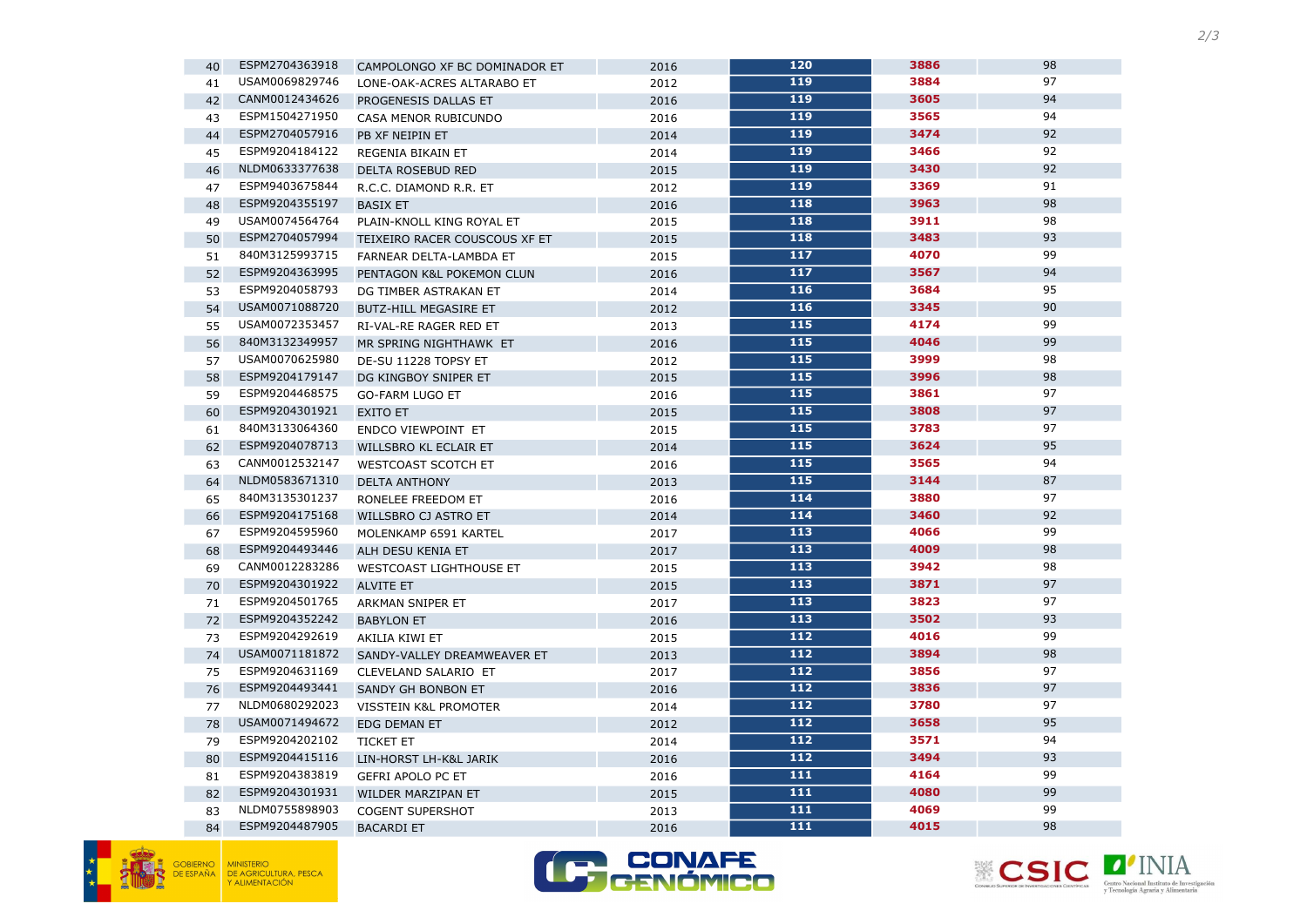| | | | | | | |
|---|---|---|---|---|---|---|
| 40 | ESPM2704363918 | CAMPOLONGO XF BC DOMINADOR ET | 2016 | 120 | 3886 | 98 |
| 41 | USAM0069829746 | LONE-OAK-ACRES ALTARABO ET | 2012 | 119 | 3884 | 97 |
| 42 | CANM0012434626 | PROGENESIS DALLAS ET | 2016 | 119 | 3605 | 94 |
| 43 | ESPM1504271950 | CASA MENOR RUBICUNDO | 2016 | 119 | 3565 | 94 |
| 44 | ESPM2704057916 | PB XF NEIPIN ET | 2014 | 119 | 3474 | 92 |
| 45 | ESPM9204184122 | REGENIA BIKAIN ET | 2014 | 119 | 3466 | 92 |
| 46 | NLDM0633377638 | DELTA ROSEBUD RED | 2015 | 119 | 3430 | 92 |
| 47 | ESPM9403675844 | R.C.C. DIAMOND R.R. ET | 2012 | 119 | 3369 | 91 |
| 48 | ESPM9204355197 | BASIX ET | 2016 | 118 | 3963 | 98 |
| 49 | USAM0074564764 | PLAIN-KNOLL KING ROYAL ET | 2015 | 118 | 3911 | 98 |
| 50 | ESPM2704057994 | TEIXEIRO RACER COUSCOUS XF ET | 2015 | 118 | 3483 | 93 |
| 51 | 840M3125993715 | FARNEAR DELTA-LAMBDA ET | 2015 | 117 | 4070 | 99 |
| 52 | ESPM9204363995 | PENTAGON K&L POKEMON CLUN | 2016 | 117 | 3567 | 94 |
| 53 | ESPM9204058793 | DG TIMBER ASTRAKAN ET | 2014 | 116 | 3684 | 95 |
| 54 | USAM0071088720 | BUTZ-HILL MEGASIRE ET | 2012 | 116 | 3345 | 90 |
| 55 | USAM0072353457 | RI-VAL-RE RAGER RED ET | 2013 | 115 | 4174 | 99 |
| 56 | 840M3132349957 | MR SPRING NIGHTHAWK ET | 2016 | 115 | 4046 | 99 |
| 57 | USAM0070625980 | DE-SU 11228 TOPSY ET | 2012 | 115 | 3999 | 98 |
| 58 | ESPM9204179147 | DG KINGBOY SNIPER ET | 2015 | 115 | 3996 | 98 |
| 59 | ESPM9204468575 | GO-FARM LUGO ET | 2016 | 115 | 3861 | 97 |
| 60 | ESPM9204301921 | EXITO ET | 2015 | 115 | 3808 | 97 |
| 61 | 840M3133064360 | ENDCO VIEWPOINT ET | 2015 | 115 | 3783 | 97 |
| 62 | ESPM9204078713 | WILLSBRO KL ECLAIR ET | 2014 | 115 | 3624 | 95 |
| 63 | CANM0012532147 | WESTCOAST SCOTCH ET | 2016 | 115 | 3565 | 94 |
| 64 | NLDM0583671310 | DELTA ANTHONY | 2013 | 115 | 3144 | 87 |
| 65 | 840M3135301237 | RONELEE FREEDOM ET | 2016 | 114 | 3880 | 97 |
| 66 | ESPM9204175168 | WILLSBRO CJ ASTRO ET | 2014 | 114 | 3460 | 92 |
| 67 | ESPM9204595960 | MOLENKAMP 6591 KARTEL | 2017 | 113 | 4066 | 99 |
| 68 | ESPM9204493446 | ALH DESU KENIA ET | 2017 | 113 | 4009 | 98 |
| 69 | CANM0012283286 | WESTCOAST LIGHTHOUSE ET | 2015 | 113 | 3942 | 98 |
| 70 | ESPM9204301922 | ALVITE ET | 2015 | 113 | 3871 | 97 |
| 71 | ESPM9204501765 | ARKMAN SNIPER ET | 2017 | 113 | 3823 | 97 |
| 72 | ESPM9204352242 | BABYLON ET | 2016 | 113 | 3502 | 93 |
| 73 | ESPM9204292619 | AKILIA KIWI ET | 2015 | 112 | 4016 | 99 |
| 74 | USAM0071181872 | SANDY-VALLEY DREAMWEAVER ET | 2013 | 112 | 3894 | 98 |
| 75 | ESPM9204631169 | CLEVELAND SALARIO ET | 2017 | 112 | 3856 | 97 |
| 76 | ESPM9204493441 | SANDY GH BONBON ET | 2016 | 112 | 3836 | 97 |
| 77 | NLDM0680292023 | VISSTEIN K&L PROMOTER | 2014 | 112 | 3780 | 97 |
| 78 | USAM0071494672 | EDG DEMAN ET | 2012 | 112 | 3658 | 95 |
| 79 | ESPM9204202102 | TICKET ET | 2014 | 112 | 3571 | 94 |
| 80 | ESPM9204415116 | LIN-HORST LH-K&L JARIK | 2016 | 112 | 3494 | 93 |
| 81 | ESPM9204383819 | GEFRI APOLO PC ET | 2016 | 111 | 4164 | 99 |
| 82 | ESPM9204301931 | WILDER MARZIPAN ET | 2015 | 111 | 4080 | 99 |
| 83 | NLDM0755898903 | COGENT SUPERSHOT | 2013 | 111 | 4069 | 99 |
| 84 | ESPM9204487905 | BACARDI ET | 2016 | 111 | 4015 | 98 |

GOBIERNO DE ESPAÑA | MINISTERIO DE AGRICULTURA, PESCA Y ALIMENTACIÓN

CONAFE GENÓMICO

CSIC Consejo Superior de Investigaciones Científicas | INIA Centro Nacional Instituto de Investigación y Tecnología Agraria y Alimentaria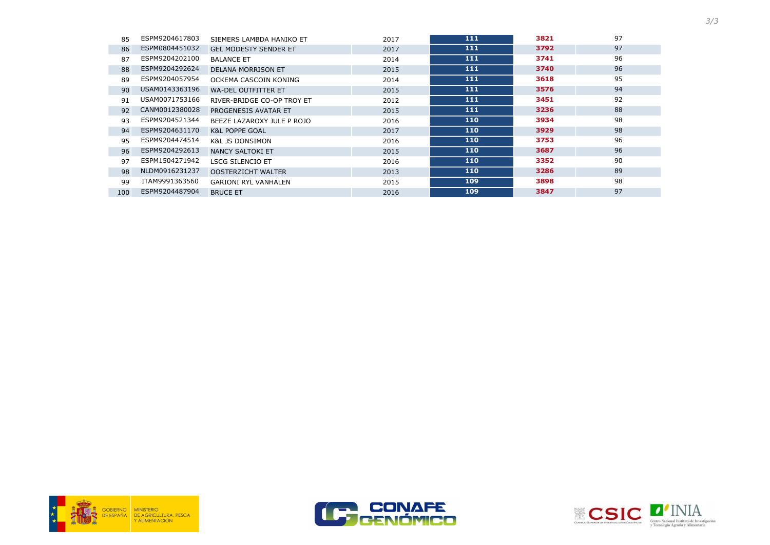| | | | | | | |
|---|---|---|---|---|---|---|
| 85 | ESPM9204617803 | SIEMERS LAMBDA HANIKO ET | 2017 | 111 | 3821 | 97 |
| 86 | ESPM0804451032 | GEL MODESTY SENDER ET | 2017 | 111 | 3792 | 97 |
| 87 | ESPM9204202100 | BALANCE ET | 2014 | 111 | 3741 | 96 |
| 88 | ESPM9204292624 | DELANA MORRISON ET | 2015 | 111 | 3740 | 96 |
| 89 | ESPM9204057954 | OCKEMA CASCOIN KONING | 2014 | 111 | 3618 | 95 |
| 90 | USAM0143363196 | WA-DEL OUTFITTER ET | 2015 | 111 | 3576 | 94 |
| 91 | USAM0071753166 | RIVER-BRIDGE CO-OP TROY ET | 2012 | 111 | 3451 | 92 |
| 92 | CANM0012380028 | PROGENESIS AVATAR ET | 2015 | 111 | 3236 | 88 |
| 93 | ESPM9204521344 | BEEZE LAZAROXY JULE P ROJO | 2016 | 110 | 3934 | 98 |
| 94 | ESPM9204631170 | K&L POPPE GOAL | 2017 | 110 | 3929 | 98 |
| 95 | ESPM9204474514 | K&L JS DONSIMON | 2016 | 110 | 3753 | 96 |
| 96 | ESPM9204292613 | NANCY SALTOKI ET | 2015 | 110 | 3687 | 96 |
| 97 | ESPM1504271942 | LSCG SILENCIO ET | 2016 | 110 | 3352 | 90 |
| 98 | NLDM0916231237 | OOSTERZICHT WALTER | 2013 | 110 | 3286 | 89 |
| 99 | ITAM9991363560 | GARIONI RYL VANHALEN | 2015 | 109 | 3898 | 98 |
| 100 | ESPM9204487904 | BRUCE ET | 2016 | 109 | 3847 | 97 |

GOBIERNO DE ESPAÑA | MINISTERIO DE AGRICULTURA, PESCA Y ALIMENTACIÓN

CONAFE GENÓMICO

CSIC — CONSEJO SUPERIOR DE INVESTIGACIONES CIENTÍFICAS

INIA — Centro Nacional Instituto de Investigación y Tecnología Agraria y Alimentaria